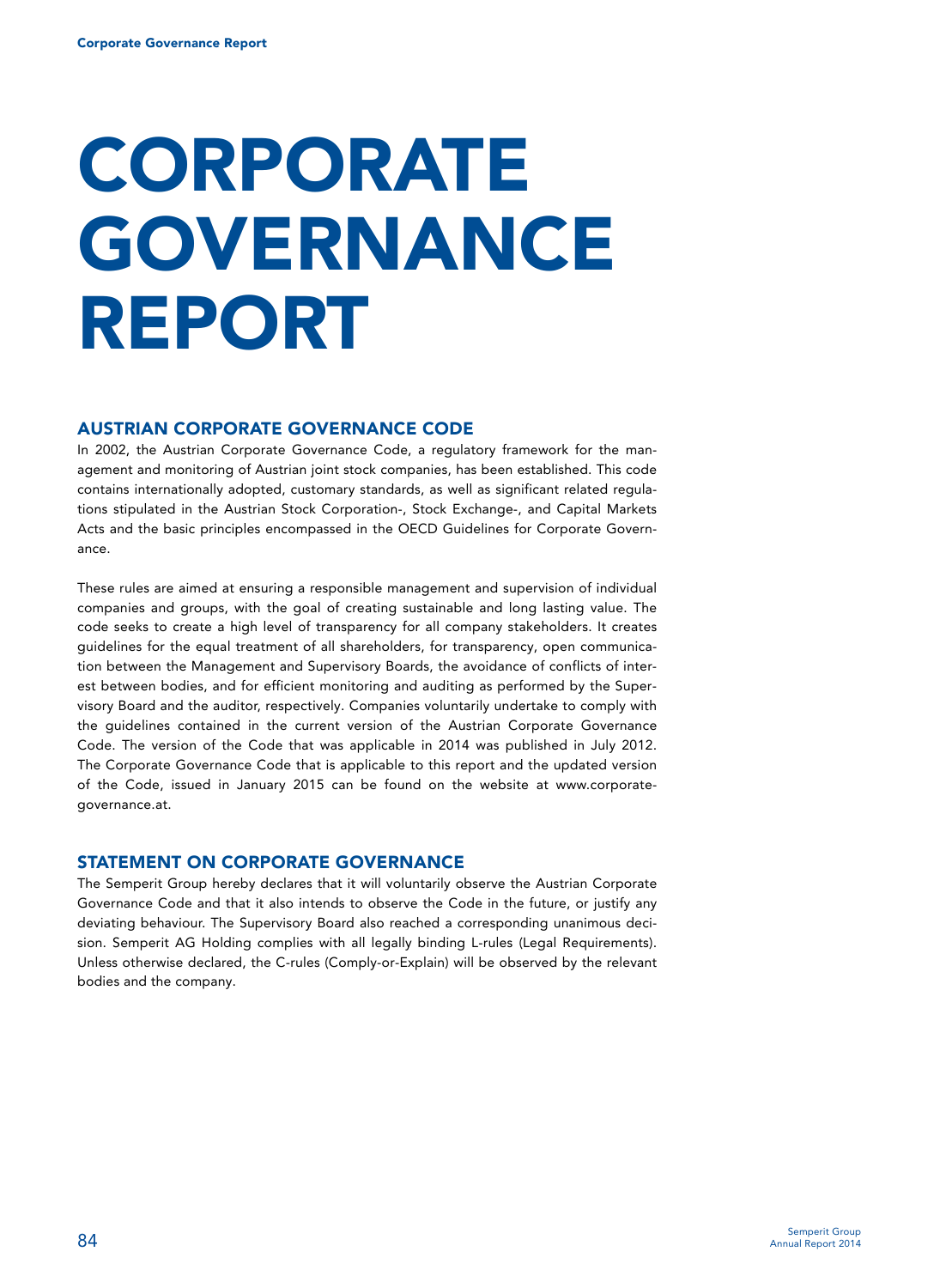# CORPORATE GOVERNANCE REPORT

## AUSTRIAN CORPORATE GOVERNANCE CODE

In 2002, the Austrian Corporate Governance Code, a regulatory framework for the management and monitoring of Austrian joint stock companies, has been established. This code contains internationally adopted, customary standards, as well as significant related regulations stipulated in the Austrian Stock Corporation-, Stock Exchange-, and Capital Markets Acts and the basic principles encompassed in the OECD Guidelines for Corporate Governance.

These rules are aimed at ensuring a responsible management and supervision of individual companies and groups, with the goal of creating sustainable and long lasting value. The code seeks to create a high level of transparency for all company stakeholders. It creates guidelines for the equal treatment of all shareholders, for transparency, open communication between the Management and Supervisory Boards, the avoidance of conflicts of interest between bodies, and for efficient monitoring and auditing as performed by the Supervisory Board and the auditor, respectively. Companies voluntarily undertake to comply with the guidelines contained in the current version of the Austrian Corporate Governance Code. The version of the Code that was applicable in 2014 was published in July 2012. The Corporate Governance Code that is applicable to this report and the updated version of the Code, issued in January 2015 can be found on the website at www.corporate-governance.at.

## STATEMENT ON CORPORATE GOVERNANCE

The Semperit Group hereby declares that it will voluntarily observe the Austrian Corporate Governance Code and that it also intends to observe the Code in the future, or justify any deviating behaviour. The Supervisory Board also reached a corresponding unanimous decision. Semperit AG Holding complies with all legally binding L-rules (Legal Requirements). Unless otherwise declared, the C-rules (Comply-or-Explain) will be observed by the relevant bodies and the company.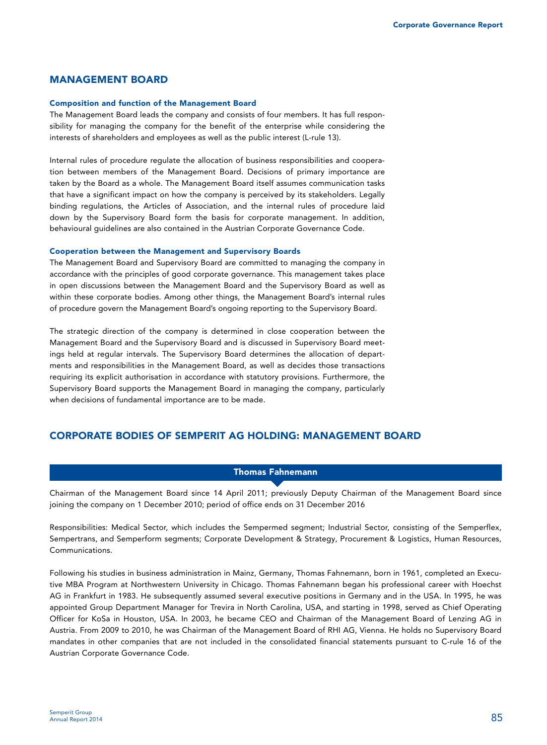## MANAGEMENT BOARD

### Composition and function of the Management Board

The Management Board leads the company and consists of four members. It has full responsibility for managing the company for the benefit of the enterprise while considering the interests of shareholders and employees as well as the public interest (L-rule 13).

Internal rules of procedure regulate the allocation of business responsibilities and cooperation between members of the Management Board. Decisions of primary importance are taken by the Board as a whole. The Management Board itself assumes communication tasks that have a significant impact on how the company is perceived by its stakeholders. Legally binding regulations, the Articles of Association, and the internal rules of procedure laid down by the Supervisory Board form the basis for corporate management. In addition, behavioural guidelines are also contained in the Austrian Corporate Governance Code.

### Cooperation between the Management and Supervisory Boards

The Management Board and Supervisory Board are committed to managing the company in accordance with the principles of good corporate governance. This management takes place in open discussions between the Management Board and the Supervisory Board as well as within these corporate bodies. Among other things, the Management Board's internal rules of procedure govern the Management Board's ongoing reporting to the Supervisory Board.

The strategic direction of the company is determined in close cooperation between the Management Board and the Supervisory Board and is discussed in Supervisory Board meetings held at regular intervals. The Supervisory Board determines the allocation of departments and responsibilities in the Management Board, as well as decides those transactions requiring its explicit authorisation in accordance with statutory provisions. Furthermore, the Supervisory Board supports the Management Board in managing the company, particularly when decisions of fundamental importance are to be made.

## CORPORATE BODIES OF SEMPERIT AG HOLDING: MANAGEMENT BOARD

### Thomas Fahnemann

Chairman of the Management Board since 14 April 2011; previously Deputy Chairman of the Management Board since joining the company on 1 December 2010; period of office ends on 31 December 2016

Responsibilities: Medical Sector, which includes the Sempermed segment; Industrial Sector, consisting of the Semperflex, Sempertrans, and Semperform segments; Corporate Development & Strategy, Procurement & Logistics, Human Resources, Communications.

Following his studies in business administration in Mainz, Germany, Thomas Fahnemann, born in 1961, completed an Executive MBA Program at Northwestern University in Chicago. Thomas Fahnemann began his professional career with Hoechst AG in Frankfurt in 1983. He subsequently assumed several executive positions in Germany and in the USA. In 1995, he was appointed Group Department Manager for Trevira in North Carolina, USA, and starting in 1998, served as Chief Operating Officer for KoSa in Houston, USA. In 2003, he became CEO and Chairman of the Management Board of Lenzing AG in Austria. From 2009 to 2010, he was Chairman of the Management Board of RHI AG, Vienna. He holds no Supervisory Board mandates in other companies that are not included in the consolidated financial statements pursuant to C-rule 16 of the Austrian Corporate Governance Code.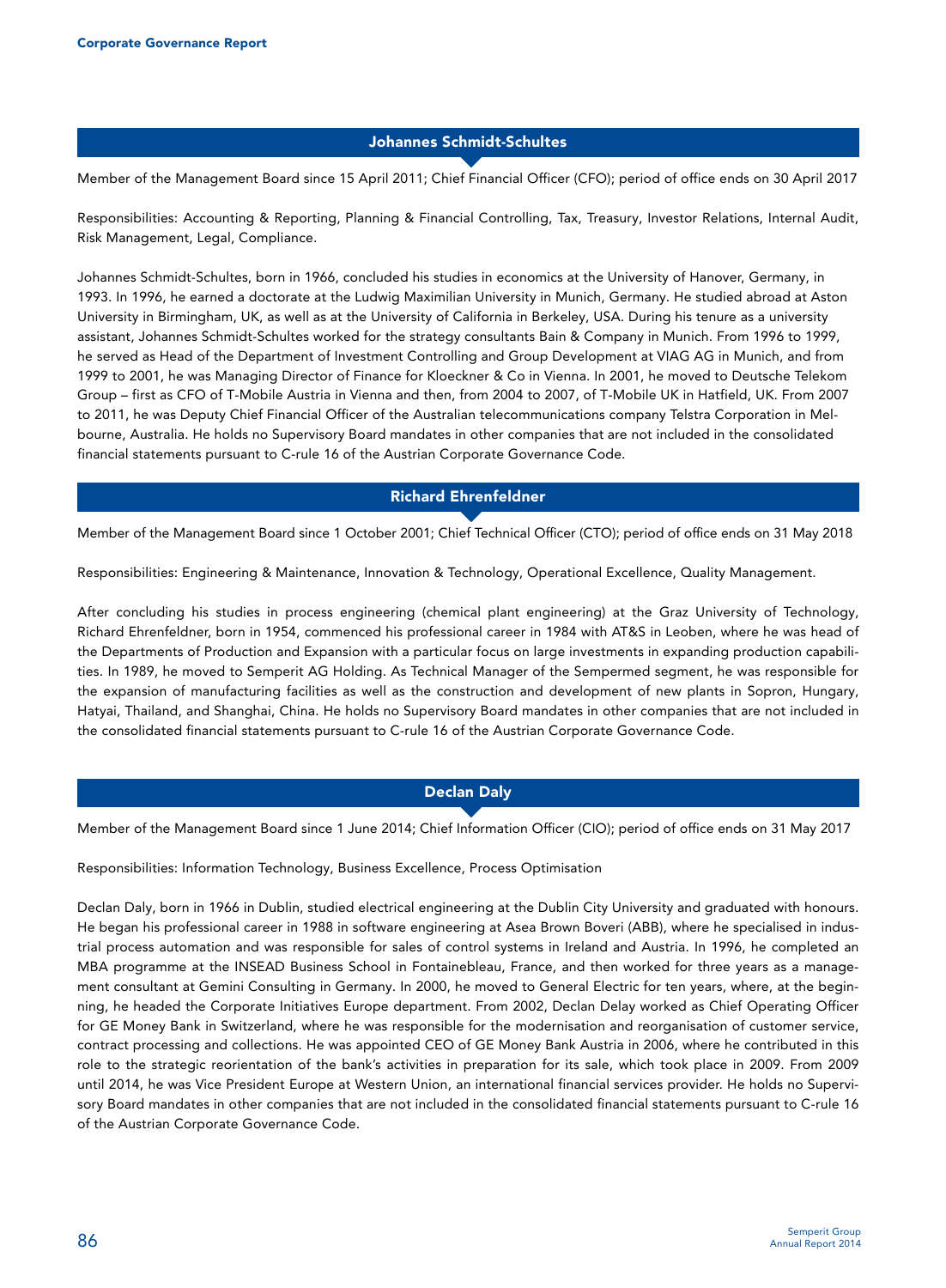## Johannes Schmidt-Schultes

Member of the Management Board since 15 April 2011; Chief Financial Officer (CFO); period of office ends on 30 April 2017

Responsibilities: Accounting & Reporting, Planning & Financial Controlling, Tax, Treasury, Investor Relations, Internal Audit, Risk Management, Legal, Compliance.

Johannes Schmidt-Schultes, born in 1966, concluded his studies in economics at the University of Hanover, Germany, in 1993. In 1996, he earned a doctorate at the Ludwig Maximilian University in Munich, Germany. He studied abroad at Aston University in Birmingham, UK, as well as at the University of California in Berkeley, USA. During his tenure as a university assistant, Johannes Schmidt-Schultes worked for the strategy consultants Bain & Company in Munich. From 1996 to 1999, he served as Head of the Department of Investment Controlling and Group Development at VIAG AG in Munich, and from 1999 to 2001, he was Managing Director of Finance for Kloeckner & Co in Vienna. In 2001, he moved to Deutsche Telekom Group – first as CFO of T-Mobile Austria in Vienna and then, from 2004 to 2007, of T-Mobile UK in Hatfield, UK. From 2007 to 2011, he was Deputy Chief Financial Officer of the Australian telecommunications company Telstra Corporation in Melbourne, Australia. He holds no Supervisory Board mandates in other companies that are not included in the consolidated financial statements pursuant to C-rule 16 of the Austrian Corporate Governance Code.

## Richard Ehrenfeldner

Member of the Management Board since 1 October 2001; Chief Technical Officer (CTO); period of office ends on 31 May 2018

Responsibilities: Engineering & Maintenance, Innovation & Technology, Operational Excellence, Quality Management.

After concluding his studies in process engineering (chemical plant engineering) at the Graz University of Technology, Richard Ehrenfeldner, born in 1954, commenced his professional career in 1984 with AT&S in Leoben, where he was head of the Departments of Production and Expansion with a particular focus on large investments in expanding production capabilities. In 1989, he moved to Semperit AG Holding. As Technical Manager of the Sempermed segment, he was responsible for the expansion of manufacturing facilities as well as the construction and development of new plants in Sopron, Hungary, Hatyai, Thailand, and Shanghai, China. He holds no Supervisory Board mandates in other companies that are not included in the consolidated financial statements pursuant to C-rule 16 of the Austrian Corporate Governance Code.

## Declan Daly

Member of the Management Board since 1 June 2014; Chief Information Officer (CIO); period of office ends on 31 May 2017

Responsibilities: Information Technology, Business Excellence, Process Optimisation

Declan Daly, born in 1966 in Dublin, studied electrical engineering at the Dublin City University and graduated with honours. He began his professional career in 1988 in software engineering at Asea Brown Boveri (ABB), where he specialised in industrial process automation and was responsible for sales of control systems in Ireland and Austria. In 1996, he completed an MBA programme at the INSEAD Business School in Fontainebleau, France, and then worked for three years as a management consultant at Gemini Consulting in Germany. In 2000, he moved to General Electric for ten years, where, at the beginning, he headed the Corporate Initiatives Europe department. From 2002, Declan Delay worked as Chief Operating Officer for GE Money Bank in Switzerland, where he was responsible for the modernisation and reorganisation of customer service, contract processing and collections. He was appointed CEO of GE Money Bank Austria in 2006, where he contributed in this role to the strategic reorientation of the bank's activities in preparation for its sale, which took place in 2009. From 2009 until 2014, he was Vice President Europe at Western Union, an international financial services provider. He holds no Supervisory Board mandates in other companies that are not included in the consolidated financial statements pursuant to C-rule 16 of the Austrian Corporate Governance Code.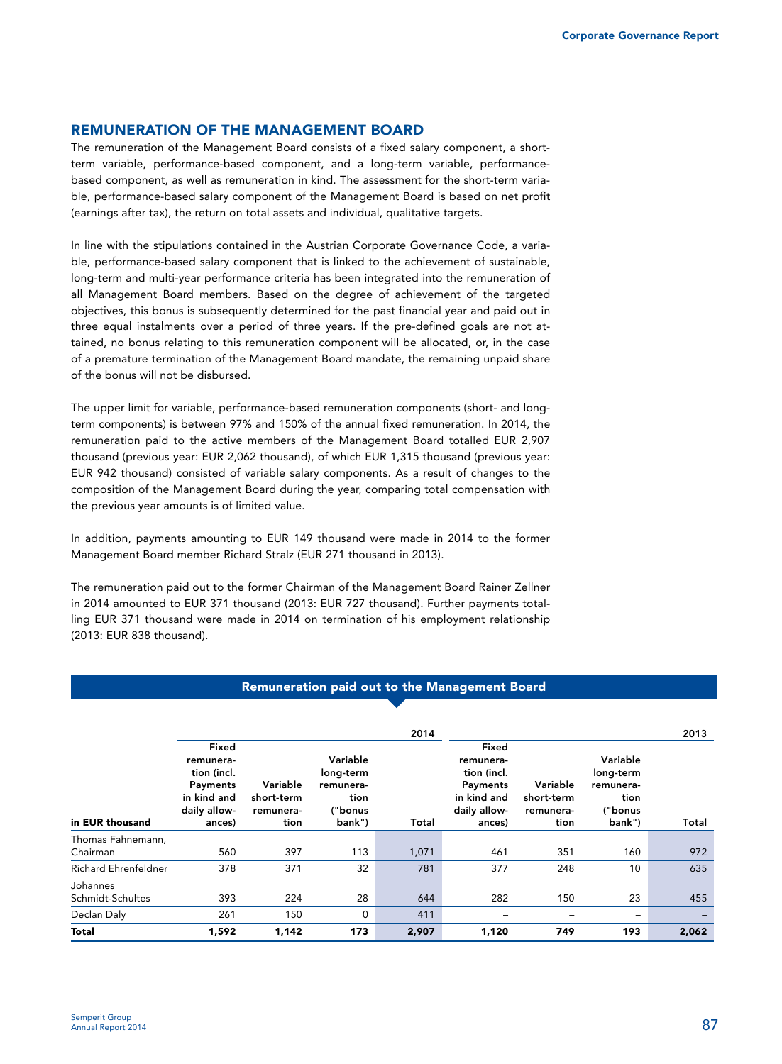## REMUNERATION OF THE MANAGEMENT BOARD

The remuneration of the Management Board consists of a fixed salary component, a short-term variable, performance-based component, and a long-term variable, performance-based component, as well as remuneration in kind. The assessment for the short-term variable, performance-based salary component of the Management Board is based on net profit (earnings after tax), the return on total assets and individual, qualitative targets.

In line with the stipulations contained in the Austrian Corporate Governance Code, a variable, performance-based salary component that is linked to the achievement of sustainable, long-term and multi-year performance criteria has been integrated into the remuneration of all Management Board members. Based on the degree of achievement of the targeted objectives, this bonus is subsequently determined for the past financial year and paid out in three equal instalments over a period of three years. If the pre-defined goals are not attained, no bonus relating to this remuneration component will be allocated, or, in the case of a premature termination of the Management Board mandate, the remaining unpaid share of the bonus will not be disbursed.

The upper limit for variable, performance-based remuneration components (short- and long-term components) is between 97% and 150% of the annual fixed remuneration. In 2014, the remuneration paid to the active members of the Management Board totalled EUR 2,907 thousand (previous year: EUR 2,062 thousand), of which EUR 1,315 thousand (previous year: EUR 942 thousand) consisted of variable salary components. As a result of changes to the composition of the Management Board during the year, comparing total compensation with the previous year amounts is of limited value.

In addition, payments amounting to EUR 149 thousand were made in 2014 to the former Management Board member Richard Stralz (EUR 271 thousand in 2013).

The remuneration paid out to the former Chairman of the Management Board Rainer Zellner in 2014 amounted to EUR 371 thousand (2013: EUR 727 thousand). Further payments totalling EUR 371 thousand were made in 2014 on termination of his employment relationship (2013: EUR 838 thousand).

**Remuneration paid out to the Management Board**

| | | | | 2014 | | | | 2013 |
|---|---|---|---|---|---|---|---|---|
| in EUR thousand | Fixed remuneration (incl. Payments in kind and daily allowances) | Variable short-term remuneration | Variable long-term remuneration ("bonus bank") | Total | Fixed remuneration (incl. Payments in kind and daily allowances) | Variable short-term remuneration | Variable long-term remuneration ("bonus bank") | Total |
| Thomas Fahnemann, Chairman | 560 | 397 | 113 | 1,071 | 461 | 351 | 160 | 972 |
| Richard Ehrenfeldner | 378 | 371 | 32 | 781 | 377 | 248 | 10 | 635 |
| Johannes Schmidt-Schultes | 393 | 224 | 28 | 644 | 282 | 150 | 23 | 455 |
| Declan Daly | 261 | 150 | 0 | 411 | – | – | – | – |
| **Total** | **1,592** | **1,142** | **173** | **2,907** | **1,120** | **749** | **193** | **2,062** |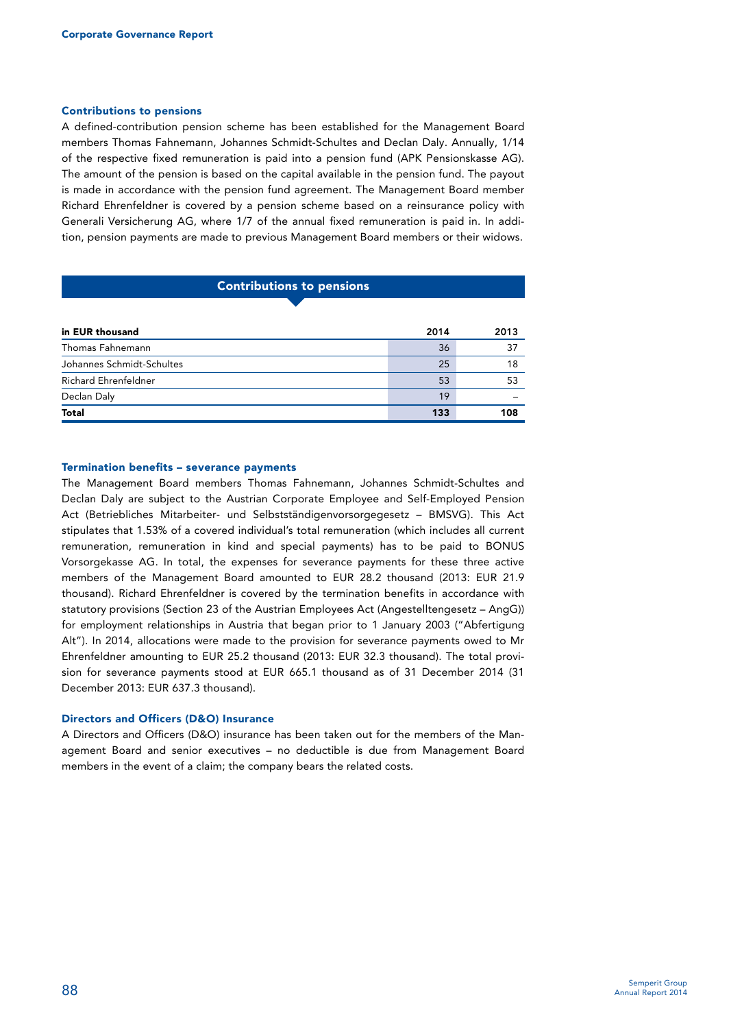### Contributions to pensions

A defined-contribution pension scheme has been established for the Management Board members Thomas Fahnemann, Johannes Schmidt-Schultes and Declan Daly. Annually, 1/14 of the respective fixed remuneration is paid into a pension fund (APK Pensionskasse AG). The amount of the pension is based on the capital available in the pension fund. The payout is made in accordance with the pension fund agreement. The Management Board member Richard Ehrenfeldner is covered by a pension scheme based on a reinsurance policy with Generali Versicherung AG, where 1/7 of the annual fixed remuneration is paid in. In addition, pension payments are made to previous Management Board members or their widows.

**Contributions to pensions**

| in EUR thousand | 2014 | 2013 |
|---|---|---|
| Thomas Fahnemann | 36 | 37 |
| Johannes Schmidt-Schultes | 25 | 18 |
| Richard Ehrenfeldner | 53 | 53 |
| Declan Daly | 19 | – |
| **Total** | **133** | **108** |

### Termination benefits – severance payments

The Management Board members Thomas Fahnemann, Johannes Schmidt-Schultes and Declan Daly are subject to the Austrian Corporate Employee and Self-Employed Pension Act (Betriebliches Mitarbeiter- und Selbstständigenvorsorgegesetz – BMSVG). This Act stipulates that 1.53% of a covered individual's total remuneration (which includes all current remuneration, remuneration in kind and special payments) has to be paid to BONUS Vorsorgekasse AG. In total, the expenses for severance payments for these three active members of the Management Board amounted to EUR 28.2 thousand (2013: EUR 21.9 thousand). Richard Ehrenfeldner is covered by the termination benefits in accordance with statutory provisions (Section 23 of the Austrian Employees Act (Angestelltengesetz – AngG)) for employment relationships in Austria that began prior to 1 January 2003 ("Abfertigung Alt"). In 2014, allocations were made to the provision for severance payments owed to Mr Ehrenfeldner amounting to EUR 25.2 thousand (2013: EUR 32.3 thousand). The total provision for severance payments stood at EUR 665.1 thousand as of 31 December 2014 (31 December 2013: EUR 637.3 thousand).

### Directors and Officers (D&O) Insurance

A Directors and Officers (D&O) insurance has been taken out for the members of the Management Board and senior executives – no deductible is due from Management Board members in the event of a claim; the company bears the related costs.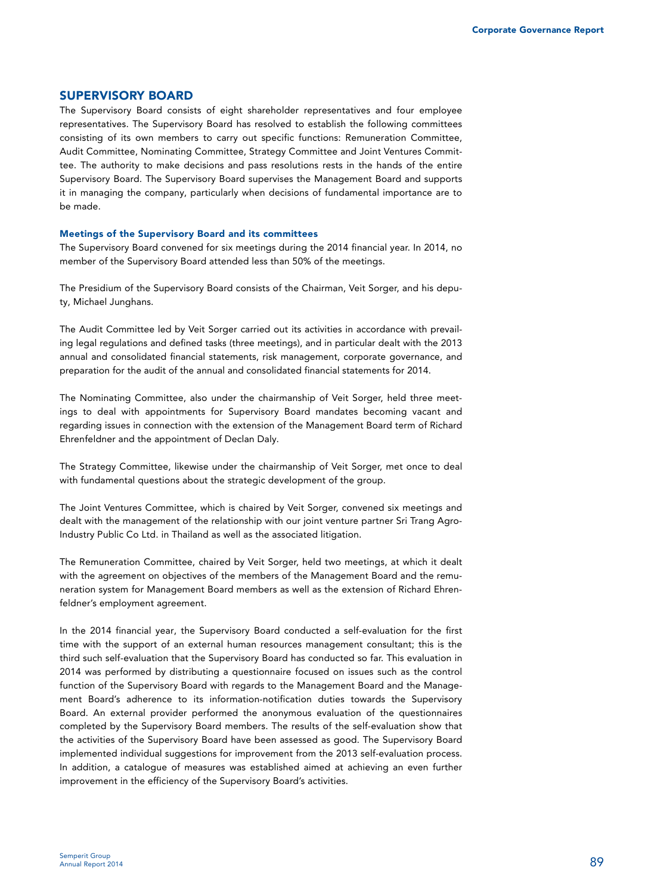## SUPERVISORY BOARD

The Supervisory Board consists of eight shareholder representatives and four employee representatives. The Supervisory Board has resolved to establish the following committees consisting of its own members to carry out specific functions: Remuneration Committee, Audit Committee, Nominating Committee, Strategy Committee and Joint Ventures Committee. The authority to make decisions and pass resolutions rests in the hands of the entire Supervisory Board. The Supervisory Board supervises the Management Board and supports it in managing the company, particularly when decisions of fundamental importance are to be made.

### Meetings of the Supervisory Board and its committees

The Supervisory Board convened for six meetings during the 2014 financial year. In 2014, no member of the Supervisory Board attended less than 50% of the meetings.

The Presidium of the Supervisory Board consists of the Chairman, Veit Sorger, and his deputy, Michael Junghans.

The Audit Committee led by Veit Sorger carried out its activities in accordance with prevailing legal regulations and defined tasks (three meetings), and in particular dealt with the 2013 annual and consolidated financial statements, risk management, corporate governance, and preparation for the audit of the annual and consolidated financial statements for 2014.

The Nominating Committee, also under the chairmanship of Veit Sorger, held three meetings to deal with appointments for Supervisory Board mandates becoming vacant and regarding issues in connection with the extension of the Management Board term of Richard Ehrenfeldner and the appointment of Declan Daly.

The Strategy Committee, likewise under the chairmanship of Veit Sorger, met once to deal with fundamental questions about the strategic development of the group.

The Joint Ventures Committee, which is chaired by Veit Sorger, convened six meetings and dealt with the management of the relationship with our joint venture partner Sri Trang Agro-Industry Public Co Ltd. in Thailand as well as the associated litigation.

The Remuneration Committee, chaired by Veit Sorger, held two meetings, at which it dealt with the agreement on objectives of the members of the Management Board and the remuneration system for Management Board members as well as the extension of Richard Ehrenfeldner's employment agreement.

In the 2014 financial year, the Supervisory Board conducted a self-evaluation for the first time with the support of an external human resources management consultant; this is the third such self-evaluation that the Supervisory Board has conducted so far. This evaluation in 2014 was performed by distributing a questionnaire focused on issues such as the control function of the Supervisory Board with regards to the Management Board and the Management Board's adherence to its information-notification duties towards the Supervisory Board. An external provider performed the anonymous evaluation of the questionnaires completed by the Supervisory Board members. The results of the self-evaluation show that the activities of the Supervisory Board have been assessed as good. The Supervisory Board implemented individual suggestions for improvement from the 2013 self-evaluation process. In addition, a catalogue of measures was established aimed at achieving an even further improvement in the efficiency of the Supervisory Board's activities.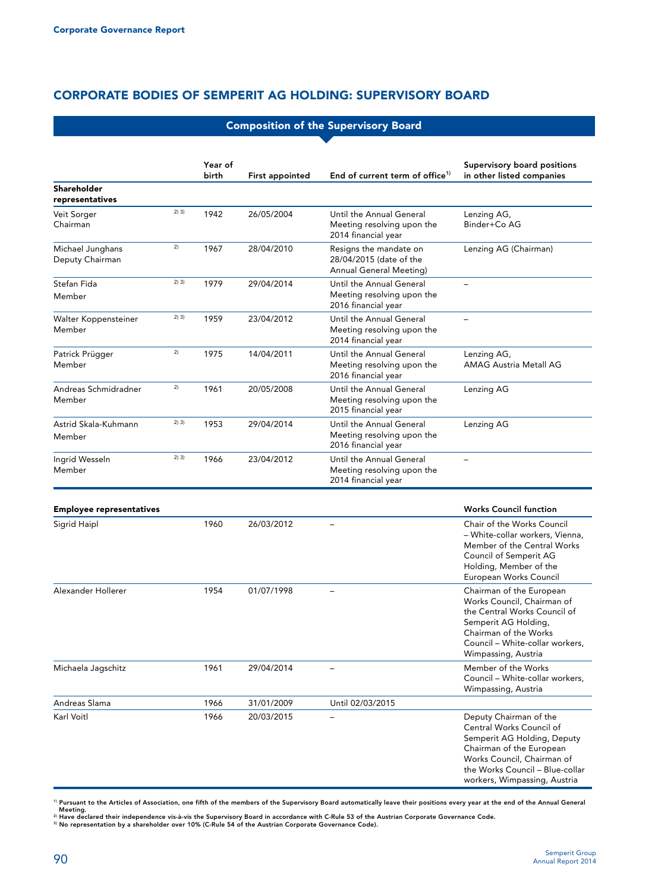## CORPORATE BODIES OF SEMPERIT AG HOLDING: SUPERVISORY BOARD

### Composition of the Supervisory Board

| | | Year of birth | First appointed | End of current term of office[1] | Supervisory board positions in other listed companies |
|---|---|---|---|---|---|
| **Shareholder representatives** | | | | | |
| Veit Sorger<br>Chairman | 2) 3) | 1942 | 26/05/2004 | Until the Annual General Meeting resolving upon the 2014 financial year | Lenzing AG,<br>Binder+Co AG |
| Michael Junghans<br>Deputy Chairman | 2) | 1967 | 28/04/2010 | Resigns the mandate on 28/04/2015 (date of the Annual General Meeting) | Lenzing AG (Chairman) |
| Stefan Fida<br>Member | 2) 3) | 1979 | 29/04/2014 | Until the Annual General Meeting resolving upon the 2016 financial year | – |
| Walter Koppensteiner<br>Member | 2) 3) | 1959 | 23/04/2012 | Until the Annual General Meeting resolving upon the 2014 financial year | – |
| Patrick Prügger<br>Member | 2) | 1975 | 14/04/2011 | Until the Annual General Meeting resolving upon the 2016 financial year | Lenzing AG,<br>AMAG Austria Metall AG |
| Andreas Schmidradner<br>Member | 2) | 1961 | 20/05/2008 | Until the Annual General Meeting resolving upon the 2015 financial year | Lenzing AG |
| Astrid Skala-Kuhmann<br>Member | 2) 3) | 1953 | 29/04/2014 | Until the Annual General Meeting resolving upon the 2016 financial year | Lenzing AG |
| Ingrid Wesseln<br>Member | 2) 3) | 1966 | 23/04/2012 | Until the Annual General Meeting resolving upon the 2014 financial year | – |

| **Employee representatives** | Year of birth | First appointed | End of current term of office | **Works Council function** |
|---|---|---|---|---|
| Sigrid Haipl | 1960 | 26/03/2012 | – | Chair of the Works Council – White-collar workers, Vienna, Member of the Central Works Council of Semperit AG Holding, Member of the European Works Council |
| Alexander Hollerer | 1954 | 01/07/1998 | – | Chairman of the European Works Council, Chairman of the Central Works Council of Semperit AG Holding, Chairman of the Works Council – White-collar workers, Wimpassing, Austria |
| Michaela Jagschitz | 1961 | 29/04/2014 | – | Member of the Works Council – White-collar workers, Wimpassing, Austria |
| Andreas Slama | 1966 | 31/01/2009 | Until 02/03/2015 | |
| Karl Voitl | 1966 | 20/03/2015 | – | Deputy Chairman of the Central Works Council of Semperit AG Holding, Deputy Chairman of the European Works Council, Chairman of the Works Council – Blue-collar workers, Wimpassing, Austria |

[1] Pursuant to the Articles of Association, one fifth of the members of the Supervisory Board automatically leave their positions every year at the end of the Annual General Meeting.
[2] Have declared their independence vis-à-vis the Supervisory Board in accordance with C-Rule 53 of the Austrian Corporate Governance Code.
[3] No representation by a shareholder over 10% (C-Rule 54 of the Austrian Corporate Governance Code).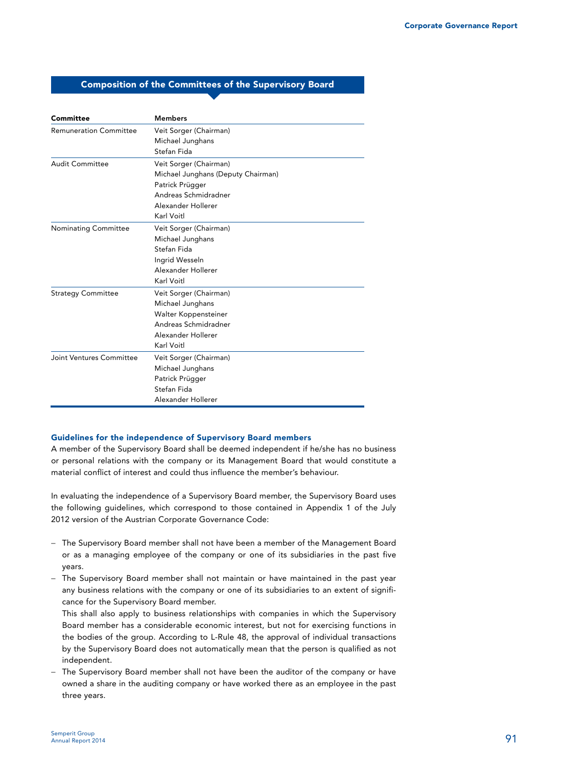## Composition of the Committees of the Supervisory Board

| Committee | Members |
|---|---|
| Remuneration Committee | Veit Sorger (Chairman)<br>Michael Junghans<br>Stefan Fida |
| Audit Committee | Veit Sorger (Chairman)<br>Michael Junghans (Deputy Chairman)<br>Patrick Prügger<br>Andreas Schmidradner<br>Alexander Hollerer<br>Karl Voitl |
| Nominating Committee | Veit Sorger (Chairman)<br>Michael Junghans<br>Stefan Fida<br>Ingrid Wesseln<br>Alexander Hollerer<br>Karl Voitl |
| Strategy Committee | Veit Sorger (Chairman)<br>Michael Junghans<br>Walter Koppensteiner<br>Andreas Schmidradner<br>Alexander Hollerer<br>Karl Voitl |
| Joint Ventures Committee | Veit Sorger (Chairman)<br>Michael Junghans<br>Patrick Prügger<br>Stefan Fida<br>Alexander Hollerer |

### Guidelines for the independence of Supervisory Board members

A member of the Supervisory Board shall be deemed independent if he/she has no business or personal relations with the company or its Management Board that would constitute a material conflict of interest and could thus influence the member's behaviour.

In evaluating the independence of a Supervisory Board member, the Supervisory Board uses the following guidelines, which correspond to those contained in Appendix 1 of the July 2012 version of the Austrian Corporate Governance Code:

- The Supervisory Board member shall not have been a member of the Management Board or as a managing employee of the company or one of its subsidiaries in the past five years.
- The Supervisory Board member shall not maintain or have maintained in the past year any business relations with the company or one of its subsidiaries to an extent of significance for the Supervisory Board member.
  This shall also apply to business relationships with companies in which the Supervisory Board member has a considerable economic interest, but not for exercising functions in the bodies of the group. According to L-Rule 48, the approval of individual transactions by the Supervisory Board does not automatically mean that the person is qualified as not independent.
- The Supervisory Board member shall not have been the auditor of the company or have owned a share in the auditing company or have worked there as an employee in the past three years.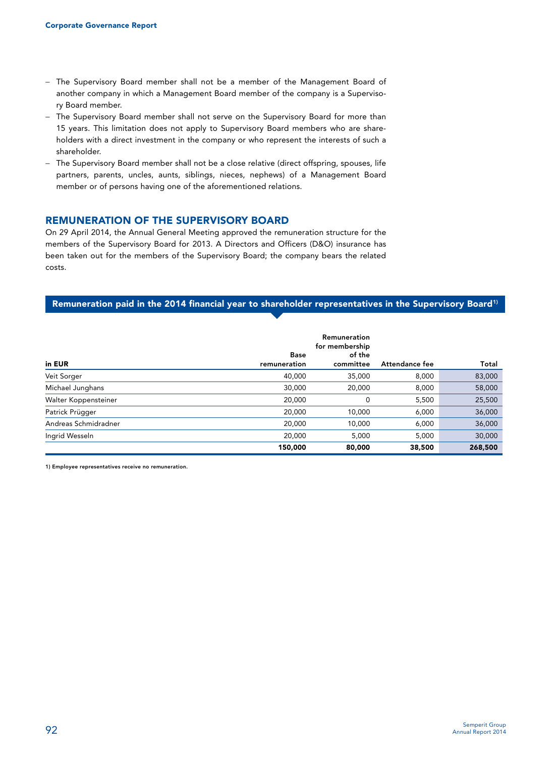- The Supervisory Board member shall not be a member of the Management Board of another company in which a Management Board member of the company is a Supervisory Board member.
- The Supervisory Board member shall not serve on the Supervisory Board for more than 15 years. This limitation does not apply to Supervisory Board members who are shareholders with a direct investment in the company or who represent the interests of such a shareholder.
- The Supervisory Board member shall not be a close relative (direct offspring, spouses, life partners, parents, uncles, aunts, siblings, nieces, nephews) of a Management Board member or of persons having one of the aforementioned relations.

## REMUNERATION OF THE SUPERVISORY BOARD

On 29 April 2014, the Annual General Meeting approved the remuneration structure for the members of the Supervisory Board for 2013. A Directors and Officers (D&O) insurance has been taken out for the members of the Supervisory Board; the company bears the related costs.

### Remuneration paid in the 2014 financial year to shareholder representatives in the Supervisory Board[1)]

| in EUR | Base remuneration | Remuneration for membership of the committee | Attendance fee | Total |
|---|---|---|---|---|
| Veit Sorger | 40,000 | 35,000 | 8,000 | 83,000 |
| Michael Junghans | 30,000 | 20,000 | 8,000 | 58,000 |
| Walter Koppensteiner | 20,000 | 0 | 5,500 | 25,500 |
| Patrick Prügger | 20,000 | 10,000 | 6,000 | 36,000 |
| Andreas Schmidradner | 20,000 | 10,000 | 6,000 | 36,000 |
| Ingrid Wesseln | 20,000 | 5,000 | 5,000 | 30,000 |
| | **150,000** | **80,000** | **38,500** | **268,500** |

1) Employee representatives receive no remuneration.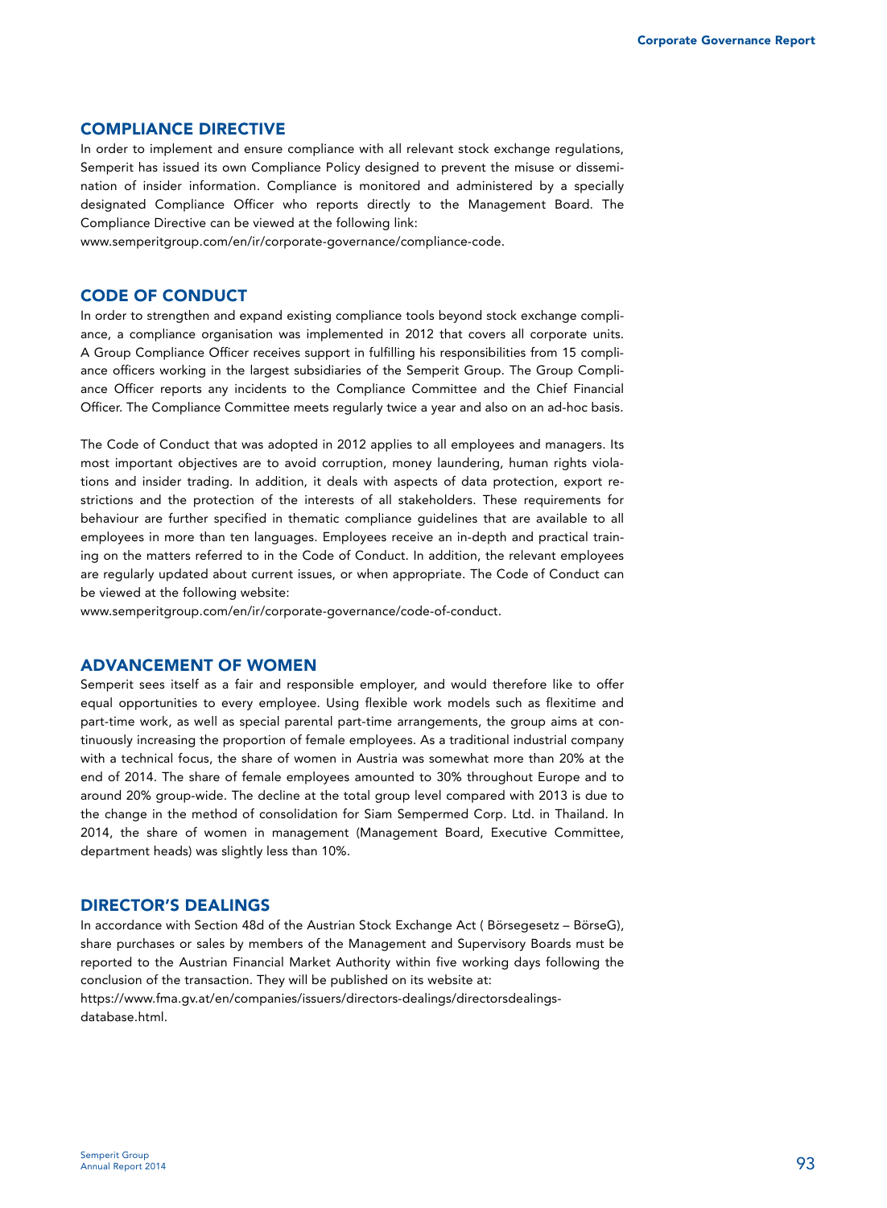## COMPLIANCE DIRECTIVE

In order to implement and ensure compliance with all relevant stock exchange regulations, Semperit has issued its own Compliance Policy designed to prevent the misuse or dissemination of insider information. Compliance is monitored and administered by a specially designated Compliance Officer who reports directly to the Management Board. The Compliance Directive can be viewed at the following link:
www.semperitgroup.com/en/ir/corporate-governance/compliance-code.

## CODE OF CONDUCT

In order to strengthen and expand existing compliance tools beyond stock exchange compliance, a compliance organisation was implemented in 2012 that covers all corporate units. A Group Compliance Officer receives support in fulfilling his responsibilities from 15 compliance officers working in the largest subsidiaries of the Semperit Group. The Group Compliance Officer reports any incidents to the Compliance Committee and the Chief Financial Officer. The Compliance Committee meets regularly twice a year and also on an ad-hoc basis.

The Code of Conduct that was adopted in 2012 applies to all employees and managers. Its most important objectives are to avoid corruption, money laundering, human rights violations and insider trading. In addition, it deals with aspects of data protection, export restrictions and the protection of the interests of all stakeholders. These requirements for behaviour are further specified in thematic compliance guidelines that are available to all employees in more than ten languages. Employees receive an in-depth and practical training on the matters referred to in the Code of Conduct. In addition, the relevant employees are regularly updated about current issues, or when appropriate. The Code of Conduct can be viewed at the following website:
www.semperitgroup.com/en/ir/corporate-governance/code-of-conduct.

## ADVANCEMENT OF WOMEN

Semperit sees itself as a fair and responsible employer, and would therefore like to offer equal opportunities to every employee. Using flexible work models such as flexitime and part-time work, as well as special parental part-time arrangements, the group aims at continuously increasing the proportion of female employees. As a traditional industrial company with a technical focus, the share of women in Austria was somewhat more than 20% at the end of 2014. The share of female employees amounted to 30% throughout Europe and to around 20% group-wide. The decline at the total group level compared with 2013 is due to the change in the method of consolidation for Siam Sempermed Corp. Ltd. in Thailand. In 2014, the share of women in management (Management Board, Executive Committee, department heads) was slightly less than 10%.

## DIRECTOR'S DEALINGS

In accordance with Section 48d of the Austrian Stock Exchange Act ( Börsegesetz – BörseG), share purchases or sales by members of the Management and Supervisory Boards must be reported to the Austrian Financial Market Authority within five working days following the conclusion of the transaction. They will be published on its website at:
https://www.fma.gv.at/en/companies/issuers/directors-dealings/directorsdealings-database.html.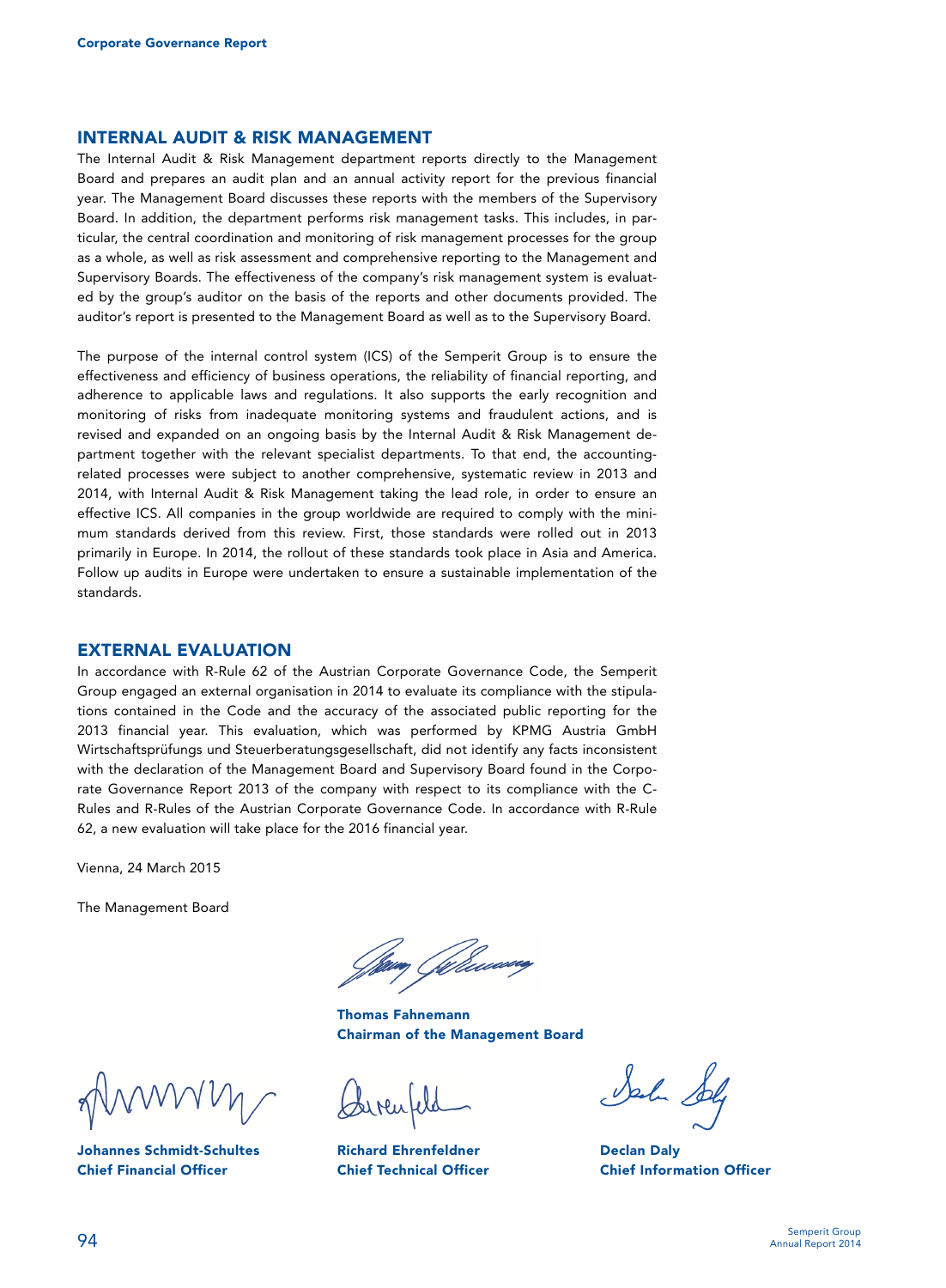## INTERNAL AUDIT & RISK MANAGEMENT

The Internal Audit & Risk Management department reports directly to the Management Board and prepares an audit plan and an annual activity report for the previous financial year. The Management Board discusses these reports with the members of the Supervisory Board. In addition, the department performs risk management tasks. This includes, in particular, the central coordination and monitoring of risk management processes for the group as a whole, as well as risk assessment and comprehensive reporting to the Management and Supervisory Boards. The effectiveness of the company's risk management system is evaluated by the group's auditor on the basis of the reports and other documents provided. The auditor's report is presented to the Management Board as well as to the Supervisory Board.

The purpose of the internal control system (ICS) of the Semperit Group is to ensure the effectiveness and efficiency of business operations, the reliability of financial reporting, and adherence to applicable laws and regulations. It also supports the early recognition and monitoring of risks from inadequate monitoring systems and fraudulent actions, and is revised and expanded on an ongoing basis by the Internal Audit & Risk Management department together with the relevant specialist departments. To that end, the accounting-related processes were subject to another comprehensive, systematic review in 2013 and 2014, with Internal Audit & Risk Management taking the lead role, in order to ensure an effective ICS. All companies in the group worldwide are required to comply with the minimum standards derived from this review. First, those standards were rolled out in 2013 primarily in Europe. In 2014, the rollout of these standards took place in Asia and America. Follow up audits in Europe were undertaken to ensure a sustainable implementation of the standards.

## EXTERNAL EVALUATION

In accordance with R-Rule 62 of the Austrian Corporate Governance Code, the Semperit Group engaged an external organisation in 2014 to evaluate its compliance with the stipulations contained in the Code and the accuracy of the associated public reporting for the 2013 financial year. This evaluation, which was performed by KPMG Austria GmbH Wirtschaftsprüfungs und Steuerberatungsgesellschaft, did not identify any facts inconsistent with the declaration of the Management Board and Supervisory Board found in the Corporate Governance Report 2013 of the company with respect to its compliance with the C-Rules and R-Rules of the Austrian Corporate Governance Code. In accordance with R-Rule 62, a new evaluation will take place for the 2016 financial year.

Vienna, 24 March 2015

The Management Board

**Thomas Fahnemann**
**Chairman of the Management Board**

**Johannes Schmidt-Schultes**
**Chief Financial Officer**

**Richard Ehrenfeldner**
**Chief Technical Officer**

**Declan Daly**
**Chief Information Officer**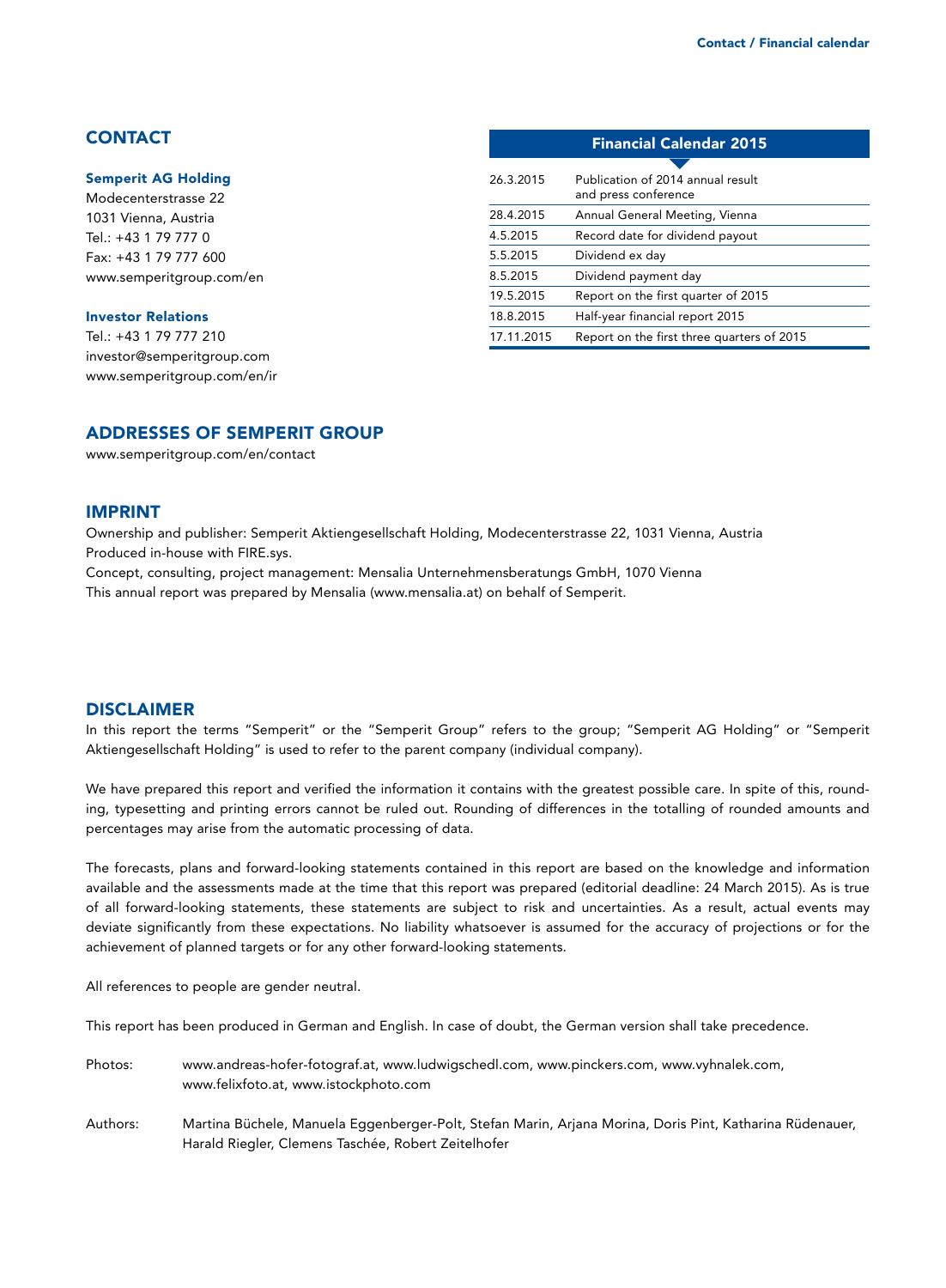## CONTACT

**Semperit AG Holding**
Modecenterstrasse 22
1031 Vienna, Austria
Tel.: +43 1 79 777 0
Fax: +43 1 79 777 600
www.semperitgroup.com/en

**Investor Relations**
Tel.: +43 1 79 777 210
investor@semperitgroup.com
www.semperitgroup.com/en/ir

### Financial Calendar 2015

| | |
|---|---|
| 26.3.2015 | Publication of 2014 annual result and press conference |
| 28.4.2015 | Annual General Meeting, Vienna |
| 4.5.2015 | Record date for dividend payout |
| 5.5.2015 | Dividend ex day |
| 8.5.2015 | Dividend payment day |
| 19.5.2015 | Report on the first quarter of 2015 |
| 18.8.2015 | Half-year financial report 2015 |
| 17.11.2015 | Report on the first three quarters of 2015 |

## ADDRESSES OF SEMPERIT GROUP

www.semperitgroup.com/en/contact

## IMPRINT

Ownership and publisher: Semperit Aktiengesellschaft Holding, Modecenterstrasse 22, 1031 Vienna, Austria
Produced in-house with FIRE.sys.
Concept, consulting, project management: Mensalia Unternehmensberatungs GmbH, 1070 Vienna
This annual report was prepared by Mensalia (www.mensalia.at) on behalf of Semperit.

## DISCLAIMER

In this report the terms "Semperit" or the "Semperit Group" refers to the group; "Semperit AG Holding" or "Semperit Aktiengesellschaft Holding" is used to refer to the parent company (individual company).

We have prepared this report and verified the information it contains with the greatest possible care. In spite of this, rounding, typesetting and printing errors cannot be ruled out. Rounding of differences in the totalling of rounded amounts and percentages may arise from the automatic processing of data.

The forecasts, plans and forward-looking statements contained in this report are based on the knowledge and information available and the assessments made at the time that this report was prepared (editorial deadline: 24 March 2015). As is true of all forward-looking statements, these statements are subject to risk and uncertainties. As a result, actual events may deviate significantly from these expectations. No liability whatsoever is assumed for the accuracy of projections or for the achievement of planned targets or for any other forward-looking statements.

All references to people are gender neutral.

This report has been produced in German and English. In case of doubt, the German version shall take precedence.

Photos: www.andreas-hofer-fotograf.at, www.ludwigschedl.com, www.pinckers.com, www.vyhnalek.com, www.felixfoto.at, www.istockphoto.com

Authors: Martina Büchele, Manuela Eggenberger-Polt, Stefan Marin, Arjana Morina, Doris Pint, Katharina Rüdenauer, Harald Riegler, Clemens Taschée, Robert Zeitelhofer